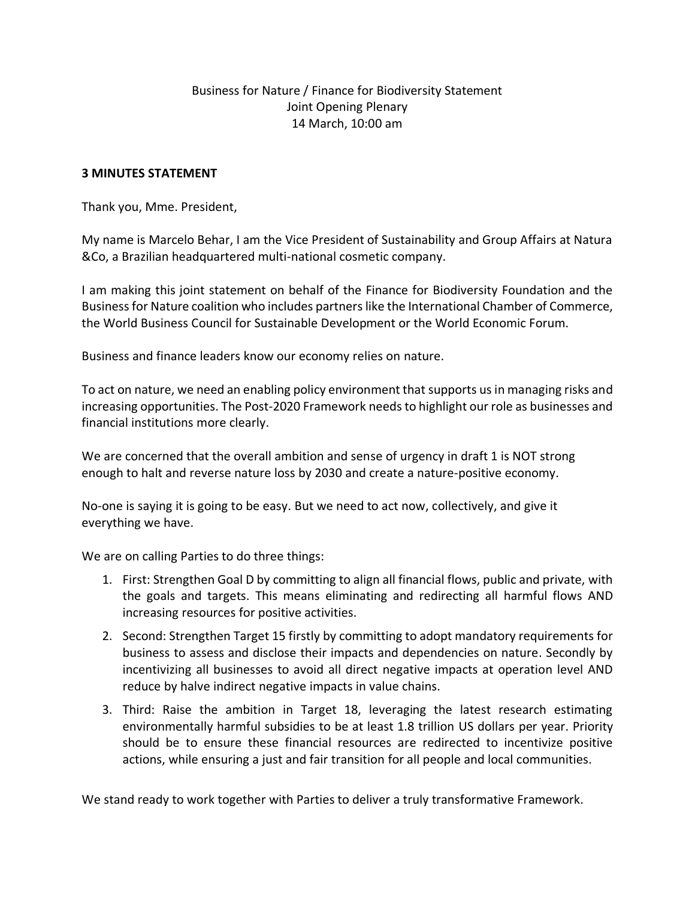Business for Nature / Finance for Biodiversity Statement
Joint Opening Plenary
14 March, 10:00 am

**3 MINUTES STATEMENT**

Thank you, Mme. President,

My name is Marcelo Behar, I am the Vice President of Sustainability and Group Affairs at Natura &Co, a Brazilian headquartered multi-national cosmetic company.

I am making this joint statement on behalf of the Finance for Biodiversity Foundation and the Business for Nature coalition who includes partners like the International Chamber of Commerce, the World Business Council for Sustainable Development or the World Economic Forum.

Business and finance leaders know our economy relies on nature.

To act on nature, we need an enabling policy environment that supports us in managing risks and increasing opportunities. The Post-2020 Framework needs to highlight our role as businesses and financial institutions more clearly.

We are concerned that the overall ambition and sense of urgency in draft 1 is NOT strong enough to halt and reverse nature loss by 2030 and create a nature-positive economy.

No-one is saying it is going to be easy. But we need to act now, collectively, and give it everything we have.

We are on calling Parties to do three things:

1. First: Strengthen Goal D by committing to align all financial flows, public and private, with the goals and targets. This means eliminating and redirecting all harmful flows AND increasing resources for positive activities.
2. Second: Strengthen Target 15 firstly by committing to adopt mandatory requirements for business to assess and disclose their impacts and dependencies on nature. Secondly by incentivizing all businesses to avoid all direct negative impacts at operation level AND reduce by halve indirect negative impacts in value chains.
3. Third: Raise the ambition in Target 18, leveraging the latest research estimating environmentally harmful subsidies to be at least 1.8 trillion US dollars per year. Priority should be to ensure these financial resources are redirected to incentivize positive actions, while ensuring a just and fair transition for all people and local communities.

We stand ready to work together with Parties to deliver a truly transformative Framework.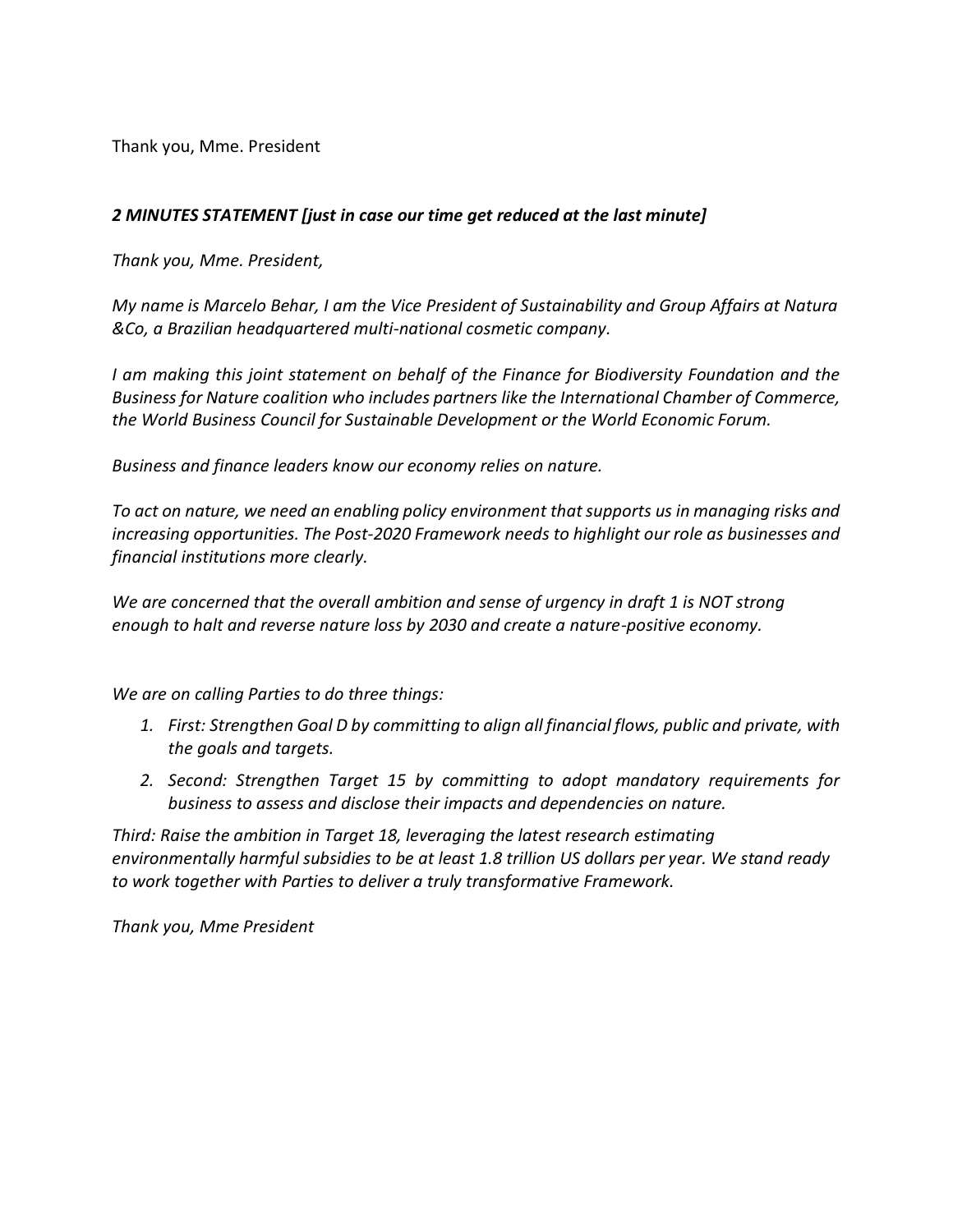Thank you, Mme. President

***2 MINUTES STATEMENT [just in case our time get reduced at the last minute]***

*Thank you, Mme. President,*

*My name is Marcelo Behar, I am the Vice President of Sustainability and Group Affairs at Natura &Co, a Brazilian headquartered multi-national cosmetic company.*

*I am making this joint statement on behalf of the Finance for Biodiversity Foundation and the Business for Nature coalition who includes partners like the International Chamber of Commerce, the World Business Council for Sustainable Development or the World Economic Forum.*

*Business and finance leaders know our economy relies on nature.*

*To act on nature, we need an enabling policy environment that supports us in managing risks and increasing opportunities. The Post-2020 Framework needs to highlight our role as businesses and financial institutions more clearly.*

*We are concerned that the overall ambition and sense of urgency in draft 1 is NOT strong enough to halt and reverse nature loss by 2030 and create a nature-positive economy.*

*We are on calling Parties to do three things:*

1. *First: Strengthen Goal D by committing to align all financial flows, public and private, with the goals and targets.*
2. *Second: Strengthen Target 15 by committing to adopt mandatory requirements for business to assess and disclose their impacts and dependencies on nature.*

*Third: Raise the ambition in Target 18, leveraging the latest research estimating environmentally harmful subsidies to be at least 1.8 trillion US dollars per year. We stand ready to work together with Parties to deliver a truly transformative Framework.*

*Thank you, Mme President*